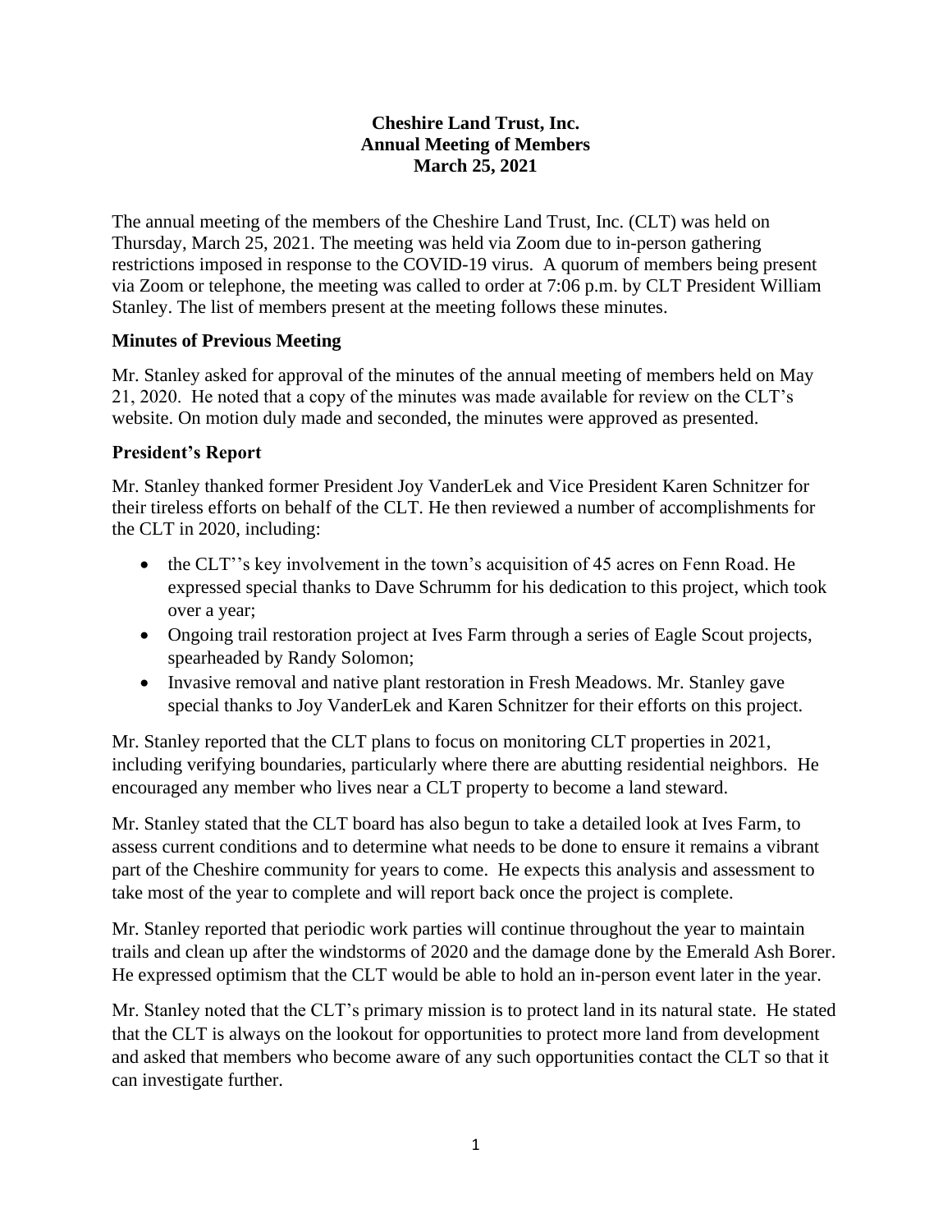**Cheshire Land Trust, Inc.**
**Annual Meeting of Members**
**March 25, 2021**

The annual meeting of the members of the Cheshire Land Trust, Inc. (CLT) was held on Thursday, March 25, 2021. The meeting was held via Zoom due to in-person gathering restrictions imposed in response to the COVID-19 virus. A quorum of members being present via Zoom or telephone, the meeting was called to order at 7:06 p.m. by CLT President William Stanley. The list of members present at the meeting follows these minutes.

**Minutes of Previous Meeting**

Mr. Stanley asked for approval of the minutes of the annual meeting of members held on May 21, 2020. He noted that a copy of the minutes was made available for review on the CLT's website. On motion duly made and seconded, the minutes were approved as presented.

**President's Report**

Mr. Stanley thanked former President Joy VanderLek and Vice President Karen Schnitzer for their tireless efforts on behalf of the CLT. He then reviewed a number of accomplishments for the CLT in 2020, including:

- the CLT''s key involvement in the town's acquisition of 45 acres on Fenn Road. He expressed special thanks to Dave Schrumm for his dedication to this project, which took over a year;
- Ongoing trail restoration project at Ives Farm through a series of Eagle Scout projects, spearheaded by Randy Solomon;
- Invasive removal and native plant restoration in Fresh Meadows. Mr. Stanley gave special thanks to Joy VanderLek and Karen Schnitzer for their efforts on this project.

Mr. Stanley reported that the CLT plans to focus on monitoring CLT properties in 2021, including verifying boundaries, particularly where there are abutting residential neighbors. He encouraged any member who lives near a CLT property to become a land steward.

Mr. Stanley stated that the CLT board has also begun to take a detailed look at Ives Farm, to assess current conditions and to determine what needs to be done to ensure it remains a vibrant part of the Cheshire community for years to come. He expects this analysis and assessment to take most of the year to complete and will report back once the project is complete.

Mr. Stanley reported that periodic work parties will continue throughout the year to maintain trails and clean up after the windstorms of 2020 and the damage done by the Emerald Ash Borer. He expressed optimism that the CLT would be able to hold an in-person event later in the year.

Mr. Stanley noted that the CLT's primary mission is to protect land in its natural state. He stated that the CLT is always on the lookout for opportunities to protect more land from development and asked that members who become aware of any such opportunities contact the CLT so that it can investigate further.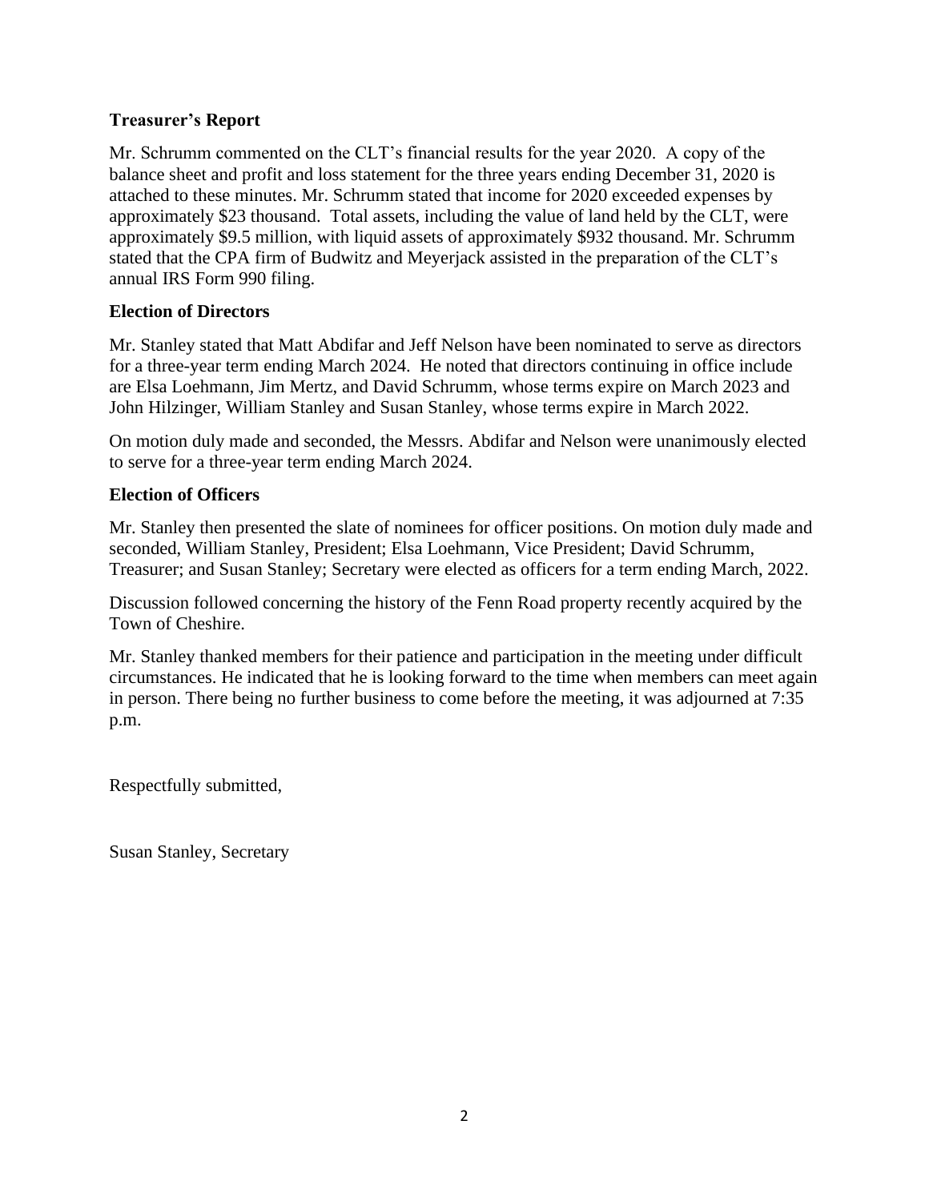**Treasurer's Report**

Mr. Schrumm commented on the CLT's financial results for the year 2020. A copy of the balance sheet and profit and loss statement for the three years ending December 31, 2020 is attached to these minutes. Mr. Schrumm stated that income for 2020 exceeded expenses by approximately $23 thousand. Total assets, including the value of land held by the CLT, were approximately $9.5 million, with liquid assets of approximately $932 thousand. Mr. Schrumm stated that the CPA firm of Budwitz and Meyerjack assisted in the preparation of the CLT's annual IRS Form 990 filing.

**Election of Directors**

Mr. Stanley stated that Matt Abdifar and Jeff Nelson have been nominated to serve as directors for a three-year term ending March 2024. He noted that directors continuing in office include are Elsa Loehmann, Jim Mertz, and David Schrumm, whose terms expire on March 2023 and John Hilzinger, William Stanley and Susan Stanley, whose terms expire in March 2022.

On motion duly made and seconded, the Messrs. Abdifar and Nelson were unanimously elected to serve for a three-year term ending March 2024.

**Election of Officers**

Mr. Stanley then presented the slate of nominees for officer positions. On motion duly made and seconded, William Stanley, President; Elsa Loehmann, Vice President; David Schrumm, Treasurer; and Susan Stanley; Secretary were elected as officers for a term ending March, 2022.

Discussion followed concerning the history of the Fenn Road property recently acquired by the Town of Cheshire.

Mr. Stanley thanked members for their patience and participation in the meeting under difficult circumstances. He indicated that he is looking forward to the time when members can meet again in person. There being no further business to come before the meeting, it was adjourned at 7:35 p.m.

Respectfully submitted,

Susan Stanley, Secretary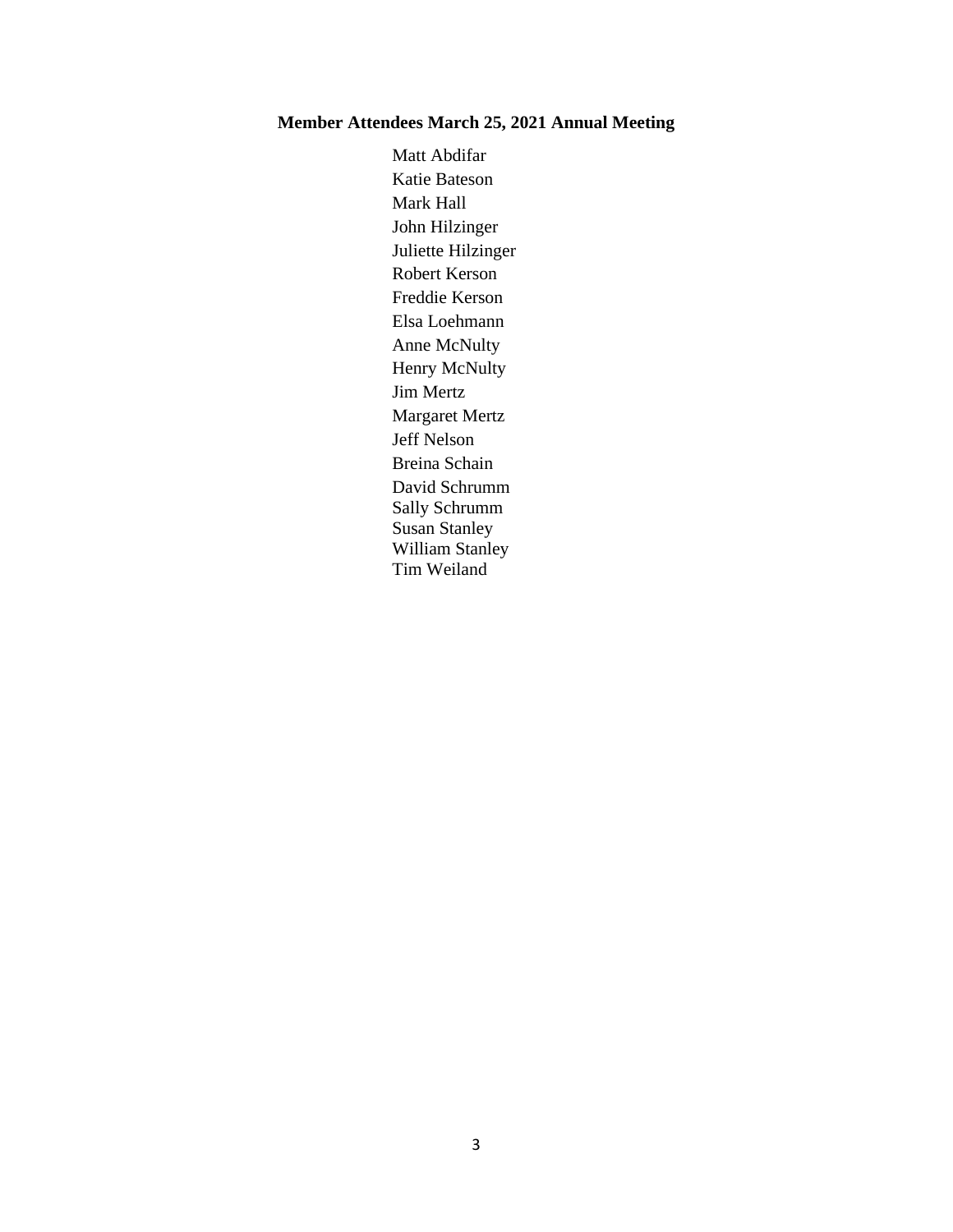**Member Attendees March 25, 2021 Annual Meeting**

Matt Abdifar
Katie Bateson
Mark Hall
John Hilzinger
Juliette Hilzinger
Robert Kerson
Freddie Kerson
Elsa Loehmann
Anne McNulty
Henry McNulty
Jim Mertz
Margaret Mertz
Jeff Nelson
Breina Schain
David Schrumm
Sally Schrumm
Susan Stanley
William Stanley
Tim Weiland